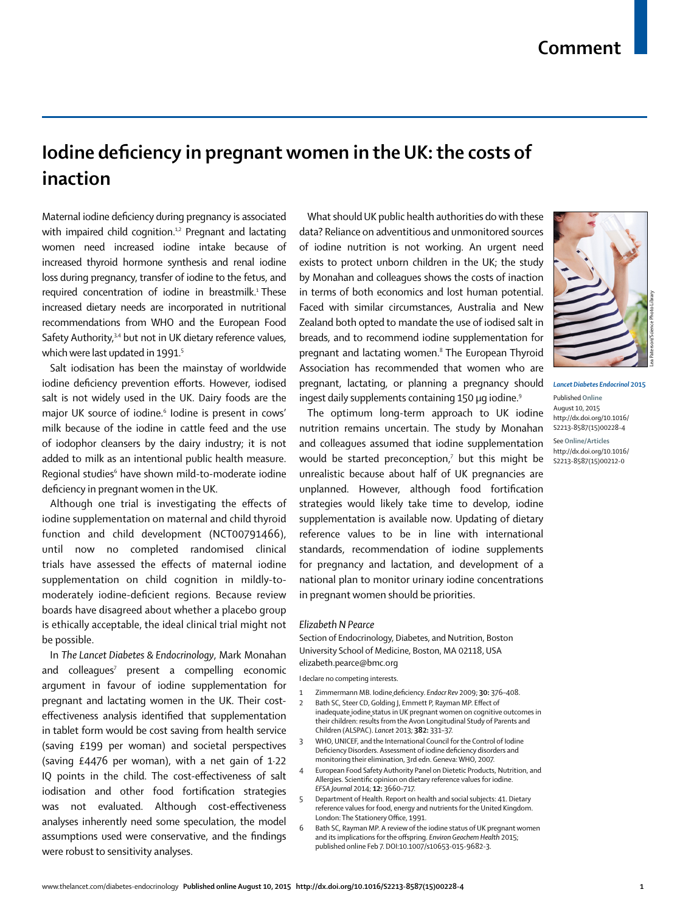# Comment

# Iodine deficiency in pregnant women in the UK: the costs of inaction

Maternal iodine deficiency during pregnancy is associated with impaired child cognition.[1,2] Pregnant and lactating women need increased iodine intake because of increased thyroid hormone synthesis and renal iodine loss during pregnancy, transfer of iodine to the fetus, and required concentration of iodine in breastmilk.[1] These increased dietary needs are incorporated in nutritional recommendations from WHO and the European Food Safety Authority,[3,4] but not in UK dietary reference values, which were last updated in 1991.[5]

Salt iodisation has been the mainstay of worldwide iodine deficiency prevention efforts. However, iodised salt is not widely used in the UK. Dairy foods are the major UK source of iodine.[6] Iodine is present in cows' milk because of the iodine in cattle feed and the use of iodophor cleansers by the dairy industry; it is not added to milk as an intentional public health measure. Regional studies[6] have shown mild-to-moderate iodine deficiency in pregnant women in the UK.

Although one trial is investigating the effects of iodine supplementation on maternal and child thyroid function and child development (NCT00791466), until now no completed randomised clinical trials have assessed the effects of maternal iodine supplementation on child cognition in mildly-to-moderately iodine-deficient regions. Because review boards have disagreed about whether a placebo group is ethically acceptable, the ideal clinical trial might not be possible.

In *The Lancet Diabetes & Endocrinology*, Mark Monahan and colleagues[7] present a compelling economic argument in favour of iodine supplementation for pregnant and lactating women in the UK. Their cost-effectiveness analysis identified that supplementation in tablet form would be cost saving from health service (saving £199 per woman) and societal perspectives (saving £4476 per woman), with a net gain of 1·22 IQ points in the child. The cost-effectiveness of salt iodisation and other food fortification strategies was not evaluated. Although cost-effectiveness analyses inherently need some speculation, the model assumptions used were conservative, and the findings were robust to sensitivity analyses.

What should UK public health authorities do with these data? Reliance on adventitious and unmonitored sources of iodine nutrition is not working. An urgent need exists to protect unborn children in the UK; the study by Monahan and colleagues shows the costs of inaction in terms of both economics and lost human potential. Faced with similar circumstances, Australia and New Zealand both opted to mandate the use of iodised salt in breads, and to recommend iodine supplementation for pregnant and lactating women.[8] The European Thyroid Association has recommended that women who are pregnant, lactating, or planning a pregnancy should ingest daily supplements containing 150 μg iodine.[9]

The optimum long-term approach to UK iodine nutrition remains uncertain. The study by Monahan and colleagues assumed that iodine supplementation would be started preconception,[7] but this might be unrealistic because about half of UK pregnancies are unplanned. However, although food fortification strategies would likely take time to develop, iodine supplementation is available now. Updating of dietary reference values to be in line with international standards, recommendation of iodine supplements for pregnancy and lactation, and development of a national plan to monitor urinary iodine concentrations in pregnant women should be priorities.

*Elizabeth N Pearce*

Section of Endocrinology, Diabetes, and Nutrition, Boston University School of Medicine, Boston, MA 02118, USA
elizabeth.pearce@bmc.org

I declare no competing interests.

Lea Paterson/Science Photo Library

*Lancet Diabetes Endocrinol* 2015

Published Online August 10, 2015 http://dx.doi.org/10.1016/S2213-8587(15)00228-4

See Online/Articles http://dx.doi.org/10.1016/S2213-8587(15)00212-0

1. Zimmermann MB. Iodine deficiency. *Endocr Rev* 2009; **30:** 376–408.
2. Bath SC, Steer CD, Golding J, Emmett P, Rayman MP. Effect of inadequate iodine status in UK pregnant women on cognitive outcomes in their children: results from the Avon Longitudinal Study of Parents and Children (ALSPAC). *Lancet* 2013; **382:** 331–37.
3. WHO, UNICEF, and the International Council for the Control of Iodine Deficiency Disorders. Assessment of iodine deficiency disorders and monitoring their elimination, 3rd edn. Geneva: WHO, 2007.
4. European Food Safety Authority Panel on Dietetic Products, Nutrition, and Allergies. Scientific opinion on dietary reference values for iodine. *EFSA Journal* 2014; **12:** 3660–717.
5. Department of Health. Report on health and social subjects: 41. Dietary reference values for food, energy and nutrients for the United Kingdom. London: The Stationery Office, 1991.
6. Bath SC, Rayman MP. A review of the iodine status of UK pregnant women and its implications for the offspring. *Environ Geochem Health* 2015; published online Feb 7. DOI:10.1007/s10653-015-9682-3.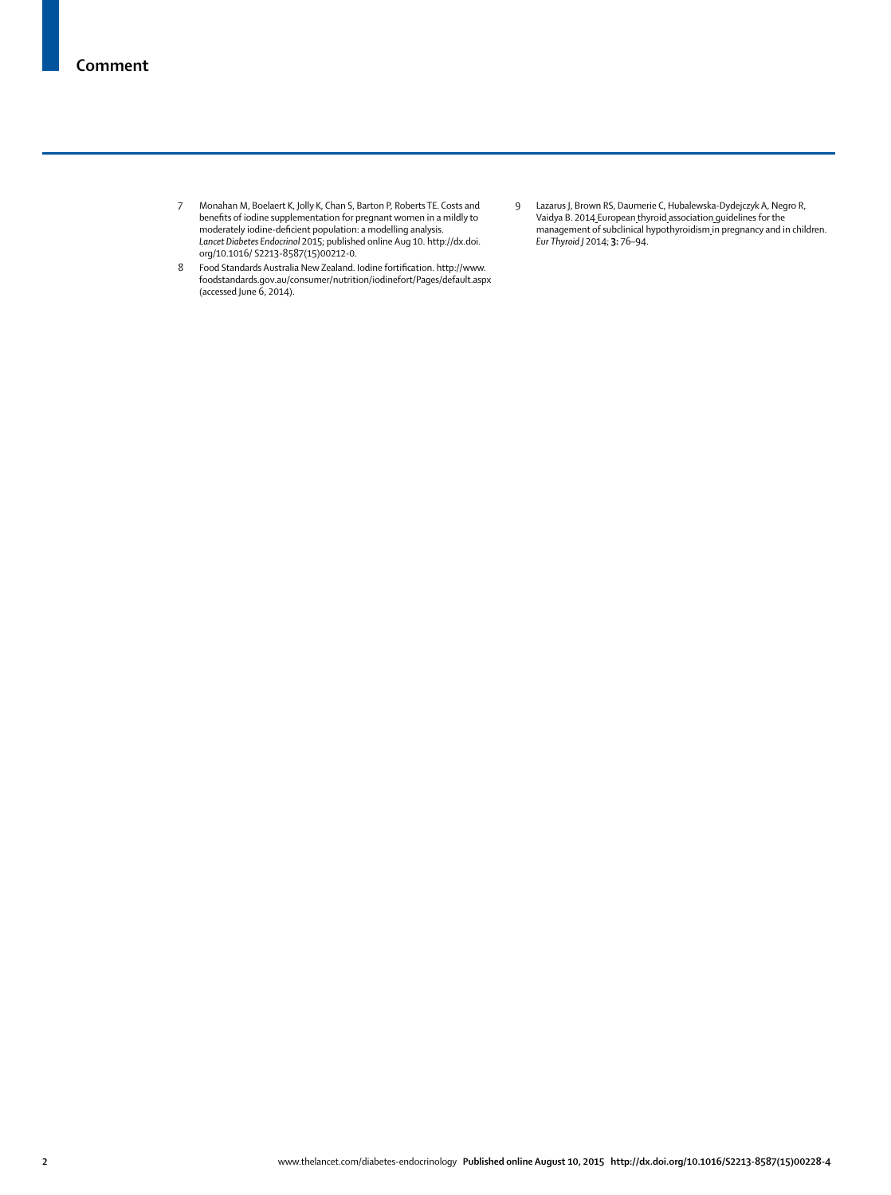7 Monahan M, Boelaert K, Jolly K, Chan S, Barton P, Roberts TE. Costs and benefits of iodine supplementation for pregnant women in a mildly to moderately iodine-deficient population: a modelling analysis. *Lancet Diabetes Endocrinol* 2015; published online Aug 10. http://dx.doi.org/10.1016/ S2213-8587(15)00212-0.

8 Food Standards Australia New Zealand. Iodine fortification. http://www.foodstandards.gov.au/consumer/nutrition/iodinefort/Pages/default.aspx (accessed June 6, 2014).

9 Lazarus J, Brown RS, Daumerie C, Hubalewska-Dydejczyk A, Negro R, Vaidya B. 2014 European thyroid association guidelines for the management of subclinical hypothyroidism in pregnancy and in children. *Eur Thyroid J* 2014; **3:** 76–94.